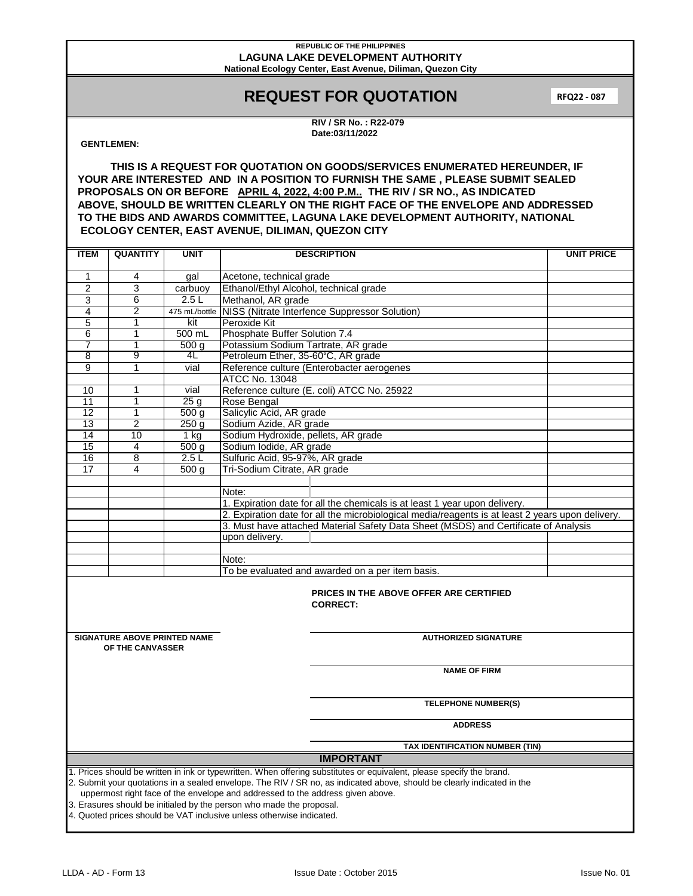REPUBLIC OF THE PHILIPPINES
**LAGUNA LAKE DEVELOPMENT AUTHORITY**
**National Ecology Center, East Avenue, Diliman, Quezon City**

# REQUEST FOR QUOTATION

**RFQ22 - 087**

**RIV / SR No. : R22-079**
**Date:03/11/2022**

**GENTLEMEN:**

**THIS IS A REQUEST FOR QUOTATION ON GOODS/SERVICES ENUMERATED HEREUNDER, IF YOUR ARE INTERESTED AND IN A POSITION TO FURNISH THE SAME , PLEASE SUBMIT SEALED PROPOSALS ON OR BEFORE APRIL 4, 2022, 4:00 P.M.. THE RIV / SR NO., AS INDICATED ABOVE, SHOULD BE WRITTEN CLEARLY ON THE RIGHT FACE OF THE ENVELOPE AND ADDRESSED TO THE BIDS AND AWARDS COMMITTEE, LAGUNA LAKE DEVELOPMENT AUTHORITY, NATIONAL ECOLOGY CENTER, EAST AVENUE, DILIMAN, QUEZON CITY**

| ITEM | QUANTITY | UNIT | DESCRIPTION | UNIT PRICE |
|---|---|---|---|---|
| 1 | 4 | gal | Acetone, technical grade | |
| 2 | 3 | carbuoy | Ethanol/Ethyl Alcohol, technical grade | |
| 3 | 6 | 2.5 L | Methanol, AR grade | |
| 4 | 2 | 475 mL/bottle | NISS (Nitrate Interfence Suppressor Solution) | |
| 5 | 1 | kit | Peroxide Kit | |
| 6 | 1 | 500 mL | Phosphate Buffer Solution 7.4 | |
| 7 | 1 | 500 g | Potassium Sodium Tartrate, AR grade | |
| 8 | 9 | 4L | Petroleum Ether, 35-60°C, AR grade | |
| 9 | 1 | vial | Reference culture (Enterobacter aerogenes | |
| | | | ATCC No. 13048 | |
| 10 | 1 | vial | Reference culture (E. coli) ATCC No. 25922 | |
| 11 | 1 | 25 g | Rose Bengal | |
| 12 | 1 | 500 g | Salicylic Acid, AR grade | |
| 13 | 2 | 250 g | Sodium Azide, AR grade | |
| 14 | 10 | 1 kg | Sodium Hydroxide, pellets, AR grade | |
| 15 | 4 | 500 g | Sodium Iodide, AR grade | |
| 16 | 8 | 2.5 L | Sulfuric Acid, 95-97%, AR grade | |
| 17 | 4 | 500 g | Tri-Sodium Citrate, AR grade | |
| | | | | |
| | | | Note: | |
| | | | 1. Expiration date for all the chemicals is at least 1 year upon delivery. | |
| | | | 2. Expiration date for all the microbiological media/reagents is at least 2 years upon delivery. | |
| | | | 3. Must have attached Material Safety Data Sheet (MSDS) and Certificate of Analysis | |
| | | | upon delivery. | |
| | | | | |
| | | | Note: | |
| | | | To be evaluated and awarded on a per item basis. | |

**PRICES IN THE ABOVE OFFER ARE CERTIFIED CORRECT:**

**SIGNATURE ABOVE PRINTED NAME OF THE CANVASSER**

**AUTHORIZED SIGNATURE**

**NAME OF FIRM**

**TELEPHONE NUMBER(S)**

**ADDRESS**

**TAX IDENTIFICATION NUMBER (TIN)**

## IMPORTANT

1. Prices should be written in ink or typewritten. When offering substitutes or equivalent, please specify the brand.
2. Submit your quotations in a sealed envelope. The RIV / SR no, as indicated above, should be clearly indicated in the uppermost right face of the envelope and addressed to the address given above.
3. Erasures should be initialed by the person who made the proposal.
4. Quoted prices should be VAT inclusive unless otherwise indicated.

LLDA - AD - Form 13 | Issue Date : October 2015 | Issue No. 01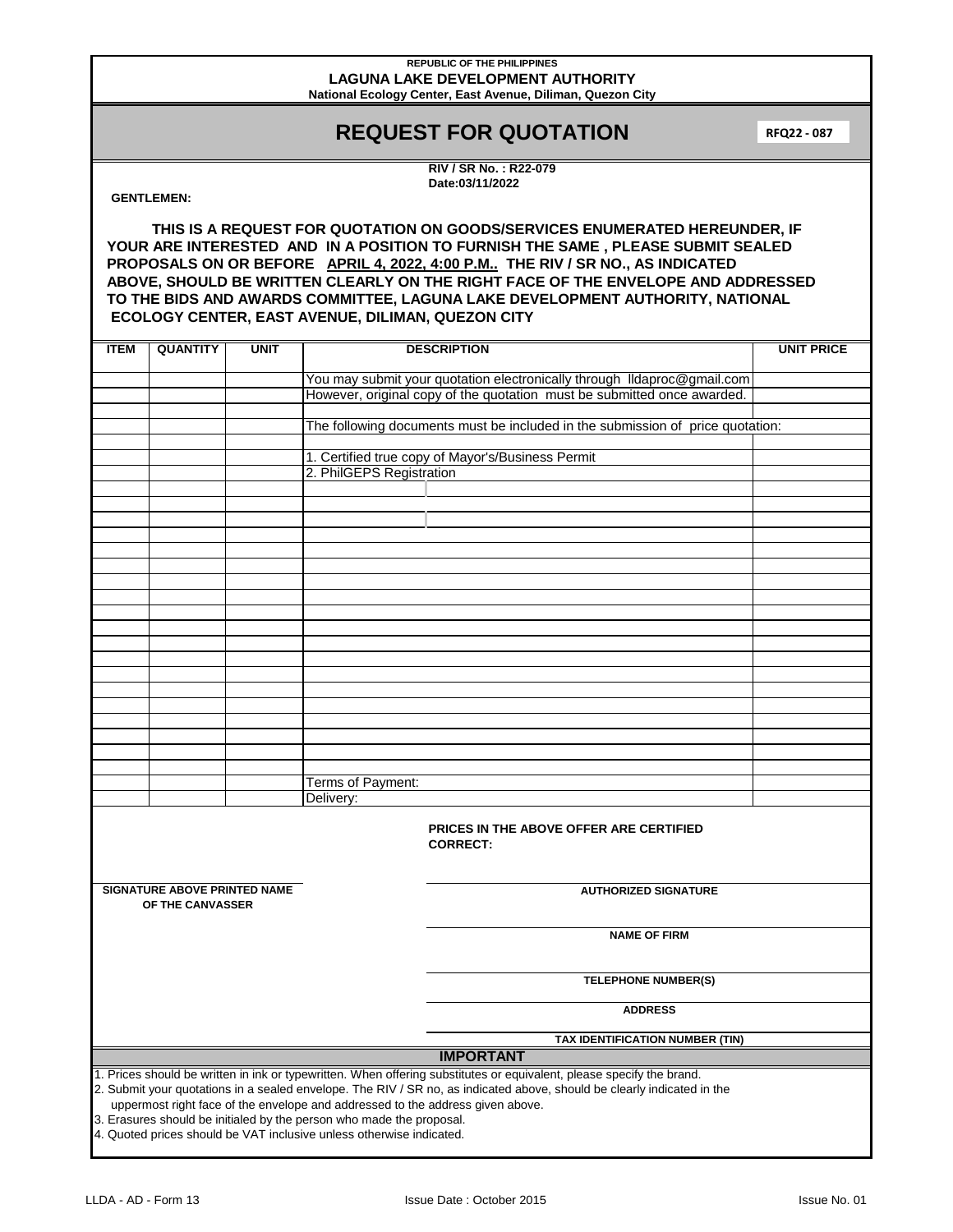REPUBLIC OF THE PHILIPPINES

**LAGUNA LAKE DEVELOPMENT AUTHORITY**

National Ecology Center, East Avenue, Diliman, Quezon City

# REQUEST FOR QUOTATION

**RFQ22 - 087**

**RIV / SR No. : R22-079**
**Date:03/11/2022**

**GENTLEMEN:**

**THIS IS A REQUEST FOR QUOTATION ON GOODS/SERVICES ENUMERATED HEREUNDER, IF YOUR ARE INTERESTED AND IN A POSITION TO FURNISH THE SAME , PLEASE SUBMIT SEALED PROPOSALS ON OR BEFORE APRIL 4, 2022, 4:00 P.M.. THE RIV / SR NO., AS INDICATED ABOVE, SHOULD BE WRITTEN CLEARLY ON THE RIGHT FACE OF THE ENVELOPE AND ADDRESSED TO THE BIDS AND AWARDS COMMITTEE, LAGUNA LAKE DEVELOPMENT AUTHORITY, NATIONAL ECOLOGY CENTER, EAST AVENUE, DILIMAN, QUEZON CITY**

| ITEM | QUANTITY | UNIT | DESCRIPTION | UNIT PRICE |
|---|---|---|---|---|
| | | | You may submit your quotation electronically through lldaproc@gmail.com | |
| | | | However, original copy of the quotation must be submitted once awarded. | |
| | | | | |
| | | | The following documents must be included in the submission of price quotation: | |
| | | | | |
| | | | 1. Certified true copy of Mayor's/Business Permit | |
| | | | 2. PhilGEPS Registration | |
| | | | Terms of Payment: | |
| | | | Delivery: | |

**PRICES IN THE ABOVE OFFER ARE CERTIFIED CORRECT:**

**SIGNATURE ABOVE PRINTED NAME OF THE CANVASSER**

**AUTHORIZED SIGNATURE**

**NAME OF FIRM**

**TELEPHONE NUMBER(S)**

**ADDRESS**

**TAX IDENTIFICATION NUMBER (TIN)**

## IMPORTANT

1. Prices should be written in ink or typewritten. When offering substitutes or equivalent, please specify the brand.
2. Submit your quotations in a sealed envelope. The RIV / SR no, as indicated above, should be clearly indicated in the uppermost right face of the envelope and addressed to the address given above.
3. Erasures should be initialed by the person who made the proposal.
4. Quoted prices should be VAT inclusive unless otherwise indicated.

LLDA - AD - Form 13 &nbsp;&nbsp;&nbsp; Issue Date : October 2015 &nbsp;&nbsp;&nbsp; Issue No. 01